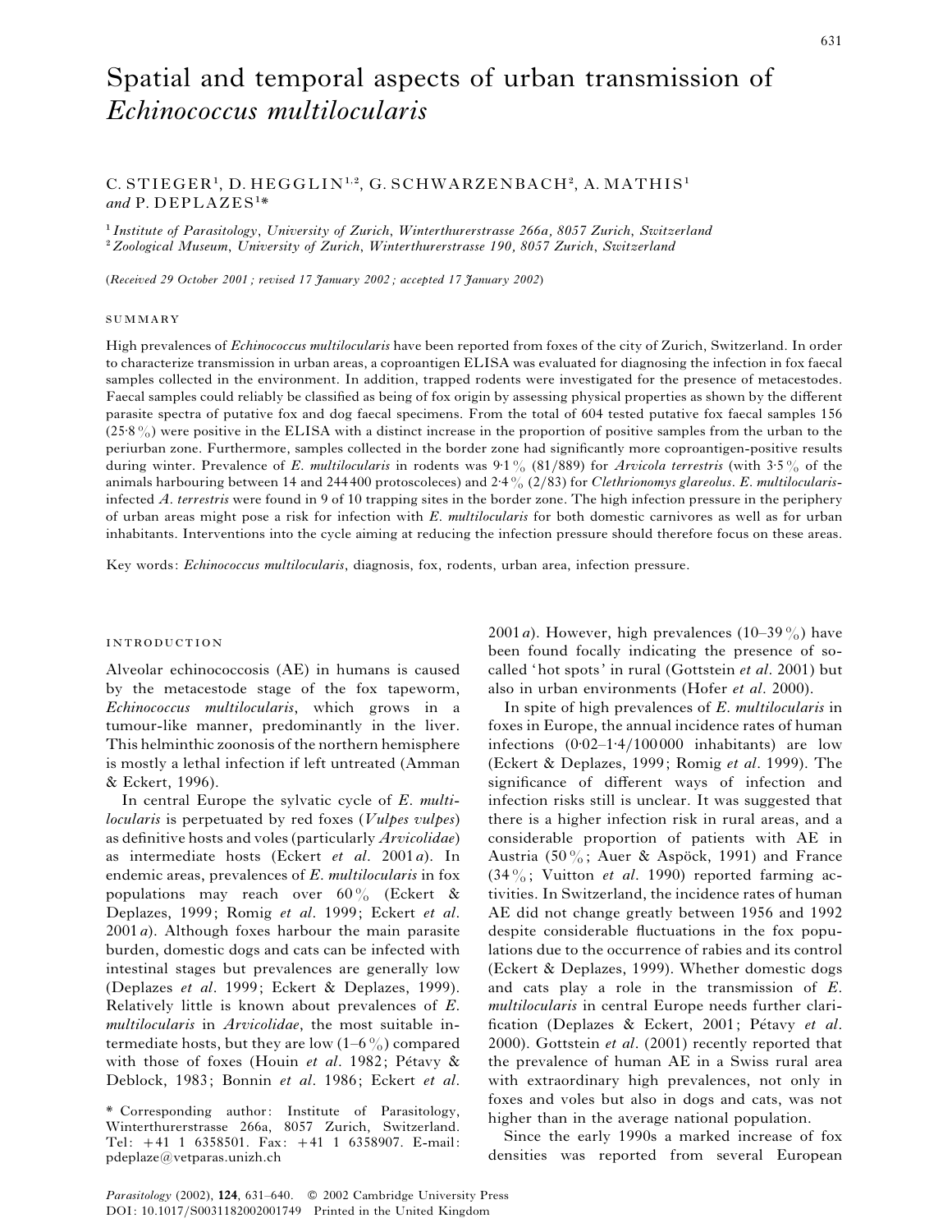# Spatial and temporal aspects of urban transmission of *Echinococcus multilocularis*

C. STIEGER[1], D. HEGGLIN[1,2], G. SCHWARZENBACH[2], A. MATHIS[1] *and* P. DEPLAZES[1]*

[1] *Institute of Parasitology, University of Zurich, Winterthurerstrasse 266a, 8057 Zurich, Switzerland*
[2] *Zoological Museum, University of Zurich, Winterthurerstrasse 190, 8057 Zurich, Switzerland*

(*Received 29 October 2001; revised 17 January 2002; accepted 17 January 2002*)

## SUMMARY

High prevalences of *Echinococcus multilocularis* have been reported from foxes of the city of Zurich, Switzerland. In order to characterize transmission in urban areas, a coproantigen ELISA was evaluated for diagnosing the infection in fox faecal samples collected in the environment. In addition, trapped rodents were investigated for the presence of metacestodes. Faecal samples could reliably be classified as being of fox origin by assessing physical properties as shown by the different parasite spectra of putative fox and dog faecal specimens. From the total of 604 tested putative fox faecal samples 156 (25·8%) were positive in the ELISA with a distinct increase in the proportion of positive samples from the urban to the periurban zone. Furthermore, samples collected in the border zone had significantly more coproantigen-positive results during winter. Prevalence of *E. multilocularis* in rodents was 9·1% (81/889) for *Arvicola terrestris* (with 3·5% of the animals harbouring between 14 and 244 400 protoscoleces) and 2·4% (2/83) for *Clethrionomys glareolus*. *E. multilocularis*-infected *A. terrestris* were found in 9 of 10 trapping sites in the border zone. The high infection pressure in the periphery of urban areas might pose a risk for infection with *E. multilocularis* for both domestic carnivores as well as for urban inhabitants. Interventions into the cycle aiming at reducing the infection pressure should therefore focus on these areas.

Key words: *Echinococcus multilocularis*, diagnosis, fox, rodents, urban area, infection pressure.

## INTRODUCTION

Alveolar echinococcosis (AE) in humans is caused by the metacestode stage of the fox tapeworm, *Echinococcus multilocularis*, which grows in a tumour-like manner, predominantly in the liver. This helminthic zoonosis of the northern hemisphere is mostly a lethal infection if left untreated (Amman & Eckert, 1996).

In central Europe the sylvatic cycle of *E. multilocularis* is perpetuated by red foxes (*Vulpes vulpes*) as definitive hosts and voles (particularly *Arvicolidae*) as intermediate hosts (Eckert *et al*. 2001*a*). In endemic areas, prevalences of *E. multilocularis* in fox populations may reach over 60% (Eckert & Deplazes, 1999; Romig *et al*. 1999; Eckert *et al*. 2001*a*). Although foxes harbour the main parasite burden, domestic dogs and cats can be infected with intestinal stages but prevalences are generally low (Deplazes *et al*. 1999; Eckert & Deplazes, 1999). Relatively little is known about prevalences of *E. multilocularis* in *Arvicolidae*, the most suitable intermediate hosts, but they are low (1–6%) compared with those of foxes (Houin *et al*. 1982; Pétavy & Deblock, 1983; Bonnin *et al*. 1986; Eckert *et al*. 2001*a*). However, high prevalences (10–39%) have been found focally indicating the presence of so-called 'hot spots' in rural (Gottstein *et al*. 2001) but also in urban environments (Hofer *et al*. 2000).

In spite of high prevalences of *E. multilocularis* in foxes in Europe, the annual incidence rates of human infections (0·02–1·4/100 000 inhabitants) are low (Eckert & Deplazes, 1999; Romig *et al*. 1999). The significance of different ways of infection and infection risks still is unclear. It was suggested that there is a higher infection risk in rural areas, and a considerable proportion of patients with AE in Austria (50%; Auer & Aspöck, 1991) and France (34%; Vuitton *et al*. 1990) reported farming activities. In Switzerland, the incidence rates of human AE did not change greatly between 1956 and 1992 despite considerable fluctuations in the fox populations due to the occurrence of rabies and its control (Eckert & Deplazes, 1999). Whether domestic dogs and cats play a role in the transmission of *E. multilocularis* in central Europe needs further clarification (Deplazes & Eckert, 2001; Pétavy *et al*. 2000). Gottstein *et al*. (2001) recently reported that the prevalence of human AE in a Swiss rural area with extraordinary high prevalences, not only in foxes and voles but also in dogs and cats, was not higher than in the average national population.

Since the early 1990s a marked increase of fox densities was reported from several European

\* Corresponding author: Institute of Parasitology, Winterthurerstrasse 266a, 8057 Zurich, Switzerland. Tel: +41 1 6358501. Fax: +41 1 6358907. E-mail: pdeplaze@vetparas.unizh.ch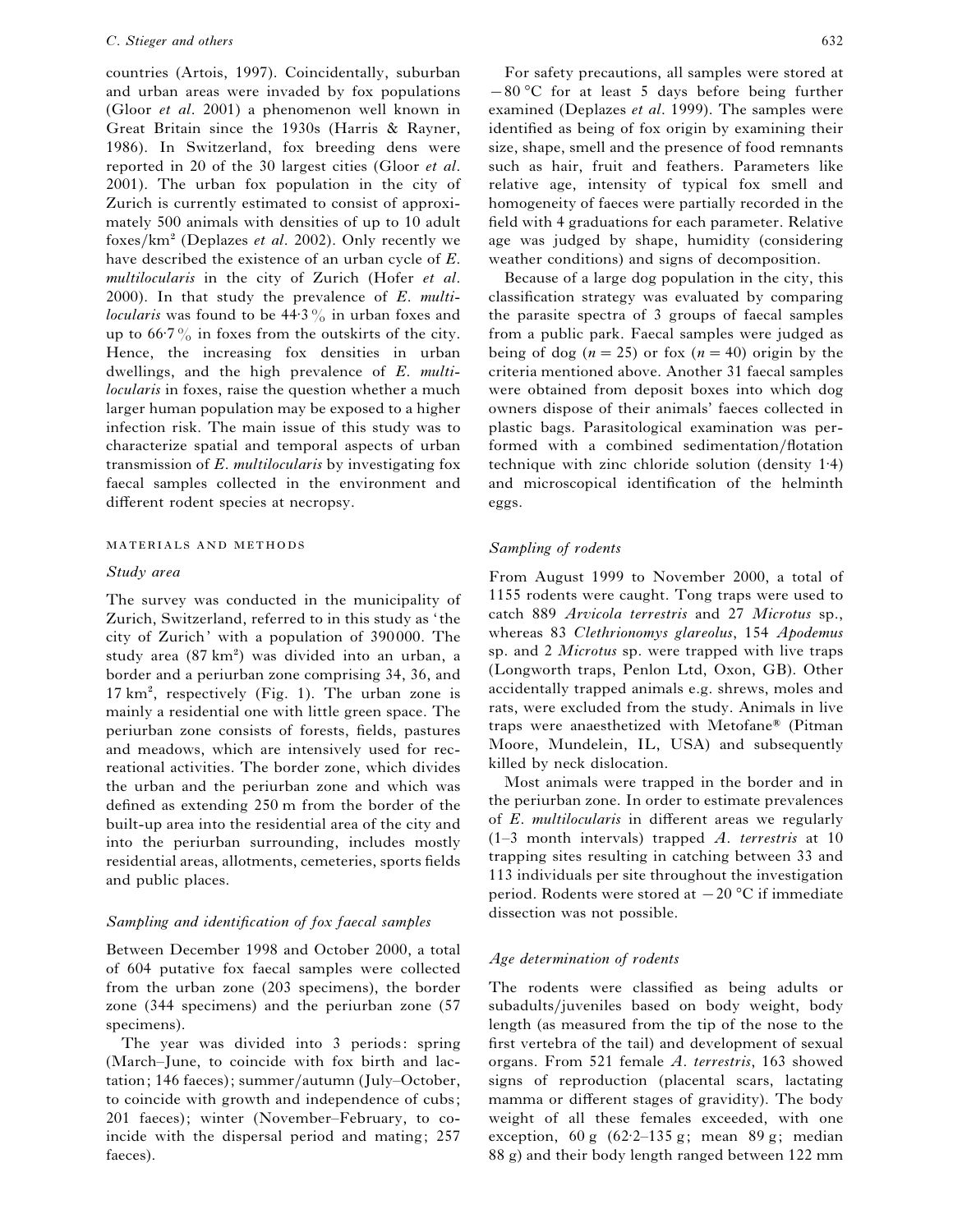countries (Artois, 1997). Coincidentally, suburban and urban areas were invaded by fox populations (Gloor *et al*. 2001) a phenomenon well known in Great Britain since the 1930s (Harris & Rayner, 1986). In Switzerland, fox breeding dens were reported in 20 of the 30 largest cities (Gloor *et al*. 2001). The urban fox population in the city of Zurich is currently estimated to consist of approximately 500 animals with densities of up to 10 adult foxes/km$^2$ (Deplazes *et al*. 2002). Only recently we have described the existence of an urban cycle of *E. multilocularis* in the city of Zurich (Hofer *et al*. 2000). In that study the prevalence of *E. multilocularis* was found to be 44·3% in urban foxes and up to 66·7% in foxes from the outskirts of the city. Hence, the increasing fox densities in urban dwellings, and the high prevalence of *E. multilocularis* in foxes, raise the question whether a much larger human population may be exposed to a higher infection risk. The main issue of this study was to characterize spatial and temporal aspects of urban transmission of *E. multilocularis* by investigating fox faecal samples collected in the environment and different rodent species at necropsy.

## MATERIALS AND METHODS

### *Study area*

The survey was conducted in the municipality of Zurich, Switzerland, referred to in this study as 'the city of Zurich' with a population of 390000. The study area (87 km$^2$) was divided into an urban, a border and a periurban zone comprising 34, 36, and 17 km$^2$, respectively (Fig. 1). The urban zone is mainly a residential one with little green space. The periurban zone consists of forests, fields, pastures and meadows, which are intensively used for recreational activities. The border zone, which divides the urban and the periurban zone and which was defined as extending 250 m from the border of the built-up area into the residential area of the city and into the periurban surrounding, includes mostly residential areas, allotments, cemeteries, sports fields and public places.

### *Sampling and identification of fox faecal samples*

Between December 1998 and October 2000, a total of 604 putative fox faecal samples were collected from the urban zone (203 specimens), the border zone (344 specimens) and the periurban zone (57 specimens).

The year was divided into 3 periods: spring (March–June, to coincide with fox birth and lactation; 146 faeces); summer/autumn (July–October, to coincide with growth and independence of cubs; 201 faeces); winter (November–February, to coincide with the dispersal period and mating; 257 faeces).

For safety precautions, all samples were stored at −80 °C for at least 5 days before being further examined (Deplazes *et al*. 1999). The samples were identified as being of fox origin by examining their size, shape, smell and the presence of food remnants such as hair, fruit and feathers. Parameters like relative age, intensity of typical fox smell and homogeneity of faeces were partially recorded in the field with 4 graduations for each parameter. Relative age was judged by shape, humidity (considering weather conditions) and signs of decomposition.

Because of a large dog population in the city, this classification strategy was evaluated by comparing the parasite spectra of 3 groups of faecal samples from a public park. Faecal samples were judged as being of dog ($n = 25$) or fox ($n = 40$) origin by the criteria mentioned above. Another 31 faecal samples were obtained from deposit boxes into which dog owners dispose of their animals' faeces collected in plastic bags. Parasitological examination was performed with a combined sedimentation/flotation technique with zinc chloride solution (density 1·4) and microscopical identification of the helminth eggs.

### *Sampling of rodents*

From August 1999 to November 2000, a total of 1155 rodents were caught. Tong traps were used to catch 889 *Arvicola terrestris* and 27 *Microtus* sp., whereas 83 *Clethrionomys glareolus*, 154 *Apodemus* sp. and 2 *Microtus* sp. were trapped with live traps (Longworth traps, Penlon Ltd, Oxon, GB). Other accidentally trapped animals e.g. shrews, moles and rats, were excluded from the study. Animals in live traps were anaesthetized with Metofane® (Pitman Moore, Mundelein, IL, USA) and subsequently killed by neck dislocation.

Most animals were trapped in the border and in the periurban zone. In order to estimate prevalences of *E. multilocularis* in different areas we regularly (1–3 month intervals) trapped *A. terrestris* at 10 trapping sites resulting in catching between 33 and 113 individuals per site throughout the investigation period. Rodents were stored at −20 °C if immediate dissection was not possible.

### *Age determination of rodents*

The rodents were classified as being adults or subadults/juveniles based on body weight, body length (as measured from the tip of the nose to the first vertebra of the tail) and development of sexual organs. From 521 female *A. terrestris*, 163 showed signs of reproduction (placental scars, lactating mamma or different stages of gravidity). The body weight of all these females exceeded, with one exception, 60 g (62·2–135 g; mean 89 g; median 88 g) and their body length ranged between 122 mm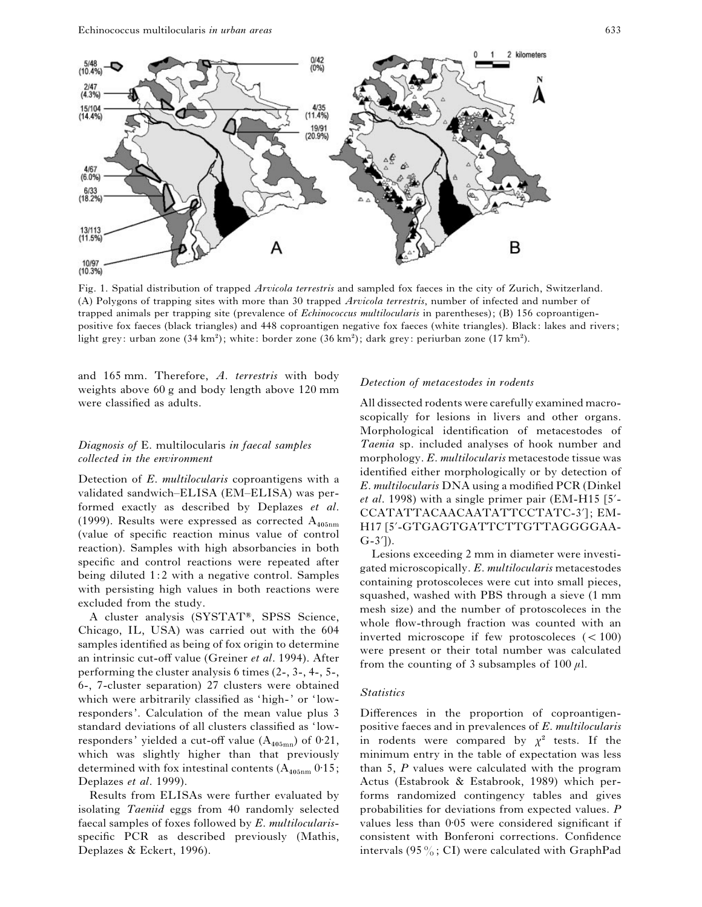Fig. 1. Spatial distribution of trapped *Arvicola terrestris* and sampled fox faeces in the city of Zurich, Switzerland. (A) Polygons of trapping sites with more than 30 trapped *Arvicola terrestris*, number of infected and number of trapped animals per trapping site (prevalence of *Echinococcus multilocularis* in parentheses); (B) 156 coproantigen-positive fox faeces (black triangles) and 448 coproantigen negative fox faeces (white triangles). Black: lakes and rivers; light grey: urban zone (34 km$^2$); white: border zone (36 km$^2$); dark grey: periurban zone (17 km$^2$).

and 165 mm. Therefore, *A. terrestris* with body weights above 60 g and body length above 120 mm were classified as adults.

### *Diagnosis of* E. multilocularis *in faecal samples collected in the environment*

Detection of *E. multilocularis* coproantigens with a validated sandwich–ELISA (EM–ELISA) was performed exactly as described by Deplazes *et al.* (1999). Results were expressed as corrected $A_{405nm}$ (value of specific reaction minus value of control reaction). Samples with high absorbancies in both specific and control reactions were repeated after being diluted 1:2 with a negative control. Samples with persisting high values in both reactions were excluded from the study.

A cluster analysis (SYSTAT®, SPSS Science, Chicago, IL, USA) was carried out with the 604 samples identified as being of fox origin to determine an intrinsic cut-off value (Greiner *et al.* 1994). After performing the cluster analysis 6 times (2-, 3-, 4-, 5-, 6-, 7-cluster separation) 27 clusters were obtained which were arbitrarily classified as 'high-' or 'low-responders'. Calculation of the mean value plus 3 standard deviations of all clusters classified as 'low-responders' yielded a cut-off value ($A_{405nm}$) of 0·21, which was slightly higher than that previously determined with fox intestinal contents ($A_{405nm}$ 0·15; Deplazes *et al.* 1999).

Results from ELISAs were further evaluated by isolating *Taeniid* eggs from 40 randomly selected faecal samples of foxes followed by *E. multilocularis*-specific PCR as described previously (Mathis, Deplazes & Eckert, 1996).

### *Detection of metacestodes in rodents*

All dissected rodents were carefully examined macroscopically for lesions in livers and other organs. Morphological identification of metacestodes of *Taenia* sp. included analyses of hook number and morphology. *E. multilocularis* metacestode tissue was identified either morphologically or by detection of *E. multilocularis* DNA using a modified PCR (Dinkel *et al.* 1998) with a single primer pair (EM-H15 [5′-CCATATTACAACAATATTCCTATC-3′]; EM-H17 [5′-GTGAGTGATTCTTGTTAGGGGAA-G-3′]).

Lesions exceeding 2 mm in diameter were investigated microscopically. *E. multilocularis* metacestodes containing protoscoleces were cut into small pieces, squashed, washed with PBS through a sieve (1 mm mesh size) and the number of protoscoleces in the whole flow-through fraction was counted with an inverted microscope if few protoscoleces ($< 100$) were present or their total number was calculated from the counting of 3 subsamples of 100 $\mu$l.

### *Statistics*

Differences in the proportion of coproantigen-positive faeces and in prevalences of *E. multilocularis* in rodents were compared by $\chi^2$ tests. If the minimum entry in the table of expectation was less than 5, *P* values were calculated with the program Actus (Estabrook & Estabrook, 1989) which performs randomized contingency tables and gives probabilities for deviations from expected values. *P* values less than 0·05 were considered significant if consistent with Bonferoni corrections. Confidence intervals (95 %; CI) were calculated with GraphPad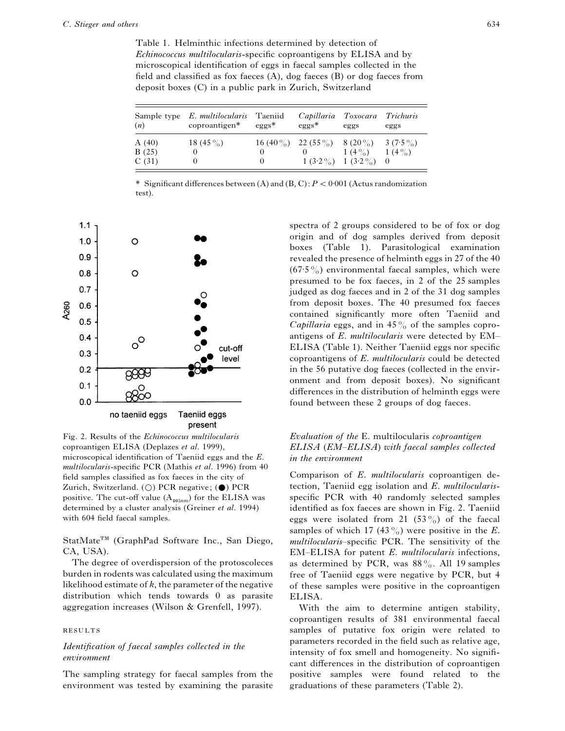Table 1. Helminthic infections determined by detection of *Echinococcus multilocularis*-specific coproantigens by ELISA and by microscopical identification of eggs in faecal samples collected in the field and classified as fox faeces (A), dog faeces (B) or dog faeces from deposit boxes (C) in a public park in Zurich, Switzerland

| Sample type (*n*) | *E. multilocularis* coproantigen* | Taeniid eggs* | *Capillaria* eggs* | *Toxocara* eggs | *Trichuris* eggs |
|---|---|---|---|---|---|
| A (40) | 18 (45 %) | 16 (40 %) | 22 (55 %) | 8 (20 %) | 3 (7·5 %) |
| B (25) | 0 | 0 | 0 | 1 (4 %) | 1 (4 %) |
| C (31) | 0 | 0 | 1 (3·2 %) | 1 (3·2 %) | 0 |

\* Significant differences between (A) and (B, C): $P < 0{\cdot}001$ (Actus randomization test).

Fig. 2. Results of the *Echinococcus multilocularis* coproantigen ELISA (Deplazes *et al.* 1999), microscopical identification of Taeniid eggs and the *E. multilocularis*-specific PCR (Mathis *et al.* 1996) from 40 field samples classified as fox faeces in the city of Zurich, Switzerland. (○) PCR negative; (●) PCR positive. The cut-off value ($A_{405nm}$) for the ELISA was determined by a cluster analysis (Greiner *et al.* 1994) with 604 field faecal samples.

StatMate™ (GraphPad Software Inc., San Diego, CA, USA).

The degree of overdispersion of the protoscoleces burden in rodents was calculated using the maximum likelihood estimate of $k$, the parameter of the negative distribution which tends towards 0 as parasite aggregation increases (Wilson & Grenfell, 1997).

## RESULTS

### *Identification of faecal samples collected in the environment*

The sampling strategy for faecal samples from the environment was tested by examining the parasite spectra of 2 groups considered to be of fox or dog origin and of dog samples derived from deposit boxes (Table 1). Parasitological examination revealed the presence of helminth eggs in 27 of the 40 (67·5 %) environmental faecal samples, which were presumed to be fox faeces, in 2 of the 25 samples judged as dog faeces and in 2 of the 31 dog samples from deposit boxes. The 40 presumed fox faeces contained significantly more often Taeniid and *Capillaria* eggs, and in 45 % of the samples coproantigens of *E. multilocularis* were detected by EM–ELISA (Table 1). Neither Taeniid eggs nor specific coproantigens of *E. multilocularis* could be detected in the 56 putative dog faeces (collected in the environment and from deposit boxes). No significant differences in the distribution of helminth eggs were found between these 2 groups of dog faeces.

### *Evaluation of the* E. multilocularis *coproantigen ELISA (EM–ELISA) with faecal samples collected in the environment*

Comparison of *E. multilocularis* coproantigen detection, Taeniid egg isolation and *E. multilocularis*-specific PCR with 40 randomly selected samples identified as fox faeces are shown in Fig. 2. Taeniid eggs were isolated from 21 (53 %) of the faecal samples of which 17 (43 %) were positive in the *E. multilocularis*–specific PCR. The sensitivity of the EM–ELISA for patent *E. multilocularis* infections, as determined by PCR, was 88 %. All 19 samples free of Taeniid eggs were negative by PCR, but 4 of these samples were positive in the coproantigen ELISA.

With the aim to determine antigen stability, coproantigen results of 381 environmental faecal samples of putative fox origin were related to parameters recorded in the field such as relative age, intensity of fox smell and homogeneity. No significant differences in the distribution of coproantigen positive samples were found related to the graduations of these parameters (Table 2).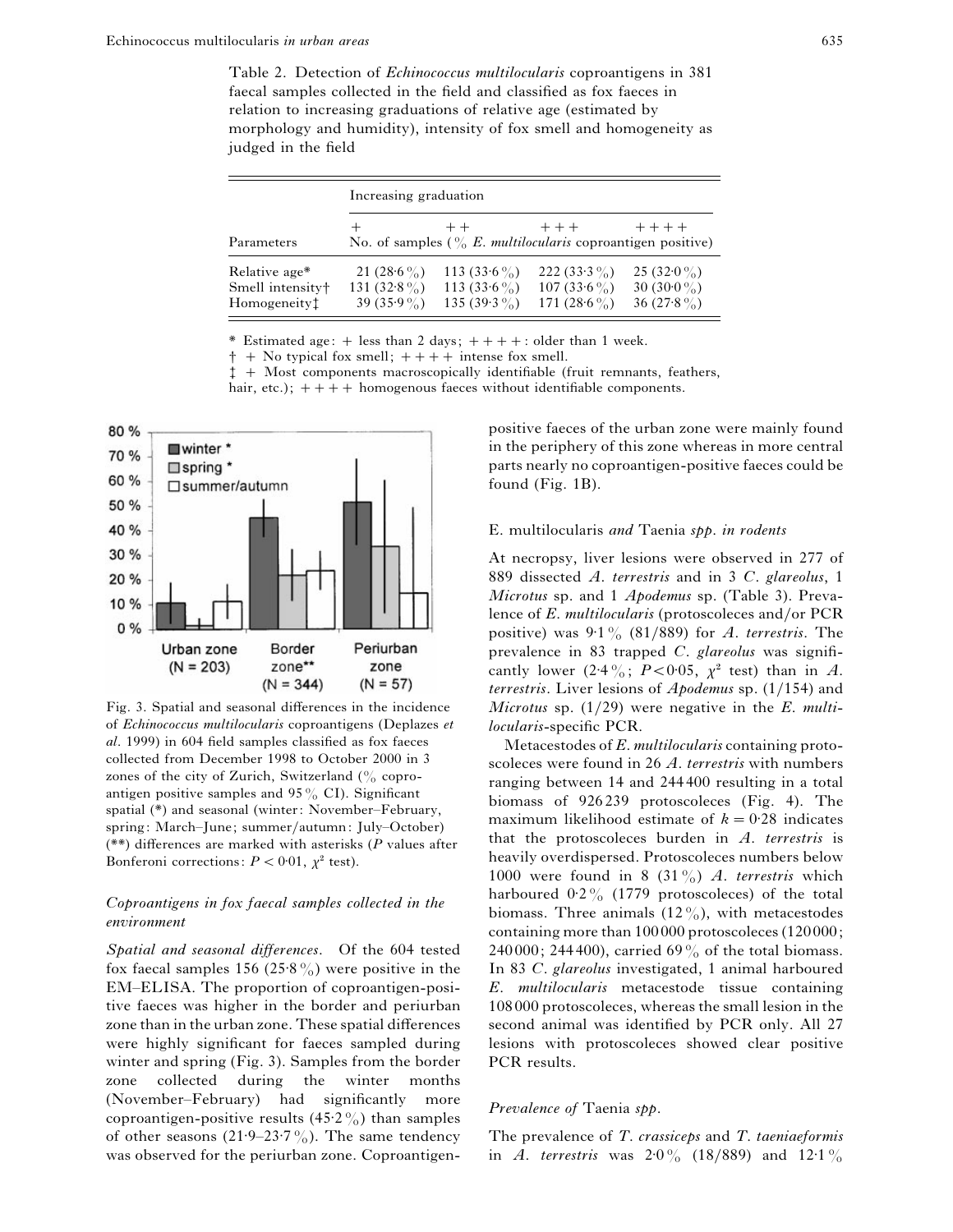Table 2. Detection of *Echinococcus multilocularis* coproantigens in 381 faecal samples collected in the field and classified as fox faeces in relation to increasing graduations of relative age (estimated by morphology and humidity), intensity of fox smell and homogeneity as judged in the field

| Parameters | Increasing graduation + | ++ | +++ | ++++ |
|---|---|---|---|---|
| | No. of samples (% *E. multilocularis* coproantigen positive) | | | |
| Relative age* | 21 (28·6%) | 113 (33·6%) | 222 (33·3%) | 25 (32·0%) |
| Smell intensity† | 131 (32·8%) | 113 (33·6%) | 107 (33·6%) | 30 (30·0%) |
| Homogeneity‡ | 39 (35·9%) | 135 (39·3%) | 171 (28·6%) | 36 (27·8%) |

\* Estimated age: + less than 2 days; ++++: older than 1 week.
† + No typical fox smell; ++++ intense fox smell.
‡ + Most components macroscopically identifiable (fruit remnants, feathers, hair, etc.); ++++ homogenous faeces without identifiable components.

Fig. 3. Spatial and seasonal differences in the incidence of *Echinococcus multilocularis* coproantigens (Deplazes *et al*. 1999) in 604 field samples classified as fox faeces collected from December 1998 to October 2000 in 3 zones of the city of Zurich, Switzerland (% coproantigen positive samples and 95% CI). Significant spatial (\*) and seasonal (winter: November–February, spring: March–June; summer/autumn: July–October) (\*\*) differences are marked with asterisks (*P* values after Bonferoni corrections: $P < 0.01$, $\chi^2$ test).

### *Coproantigens in fox faecal samples collected in the environment*

*Spatial and seasonal differences.* Of the 604 tested fox faecal samples 156 (25·8%) were positive in the EM–ELISA. The proportion of coproantigen-positive faeces was higher in the border and periurban zone than in the urban zone. These spatial differences were highly significant for faeces sampled during winter and spring (Fig. 3). Samples from the border zone collected during the winter months (November–February) had significantly more coproantigen-positive results (45·2%) than samples of other seasons (21·9–23·7%). The same tendency was observed for the periurban zone. Coproantigen-positive faeces of the urban zone were mainly found in the periphery of this zone whereas in more central parts nearly no coproantigen-positive faeces could be found (Fig. 1B).

### E. multilocularis *and* Taenia *spp. in rodents*

At necropsy, liver lesions were observed in 277 of 889 dissected *A. terrestris* and in 3 *C. glareolus*, 1 *Microtus* sp. and 1 *Apodemus* sp. (Table 3). Prevalence of *E. multilocularis* (protoscoleces and/or PCR positive) was 9·1% (81/889) for *A. terrestris*. The prevalence in 83 trapped *C. glareolus* was significantly lower (2·4%; $P < 0.05$, $\chi^2$ test) than in *A. terrestris*. Liver lesions of *Apodemus* sp. (1/154) and *Microtus* sp. (1/29) were negative in the *E. multilocularis*-specific PCR.

Metacestodes of *E. multilocularis* containing protoscoleces were found in 26 *A. terrestris* with numbers ranging between 14 and 244400 resulting in a total biomass of 926239 protoscoleces (Fig. 4). The maximum likelihood estimate of $k = 0.28$ indicates that the protoscoleces burden in *A. terrestris* is heavily overdispersed. Protoscoleces numbers below 1000 were found in 8 (31%) *A. terrestris* which harboured 0·2% (1779 protoscoleces) of the total biomass. Three animals (12%), with metacestodes containing more than 100000 protoscoleces (120000; 240000; 244400), carried 69% of the total biomass. In 83 *C. glareolus* investigated, 1 animal harboured *E. multilocularis* metacestode tissue containing 108000 protoscoleces, whereas the small lesion in the second animal was identified by PCR only. All 27 lesions with protoscoleces showed clear positive PCR results.

### *Prevalence of* Taenia *spp.*

The prevalence of *T. crassiceps* and *T. taeniaeformis* in *A. terrestris* was 2·0% (18/889) and 12·1%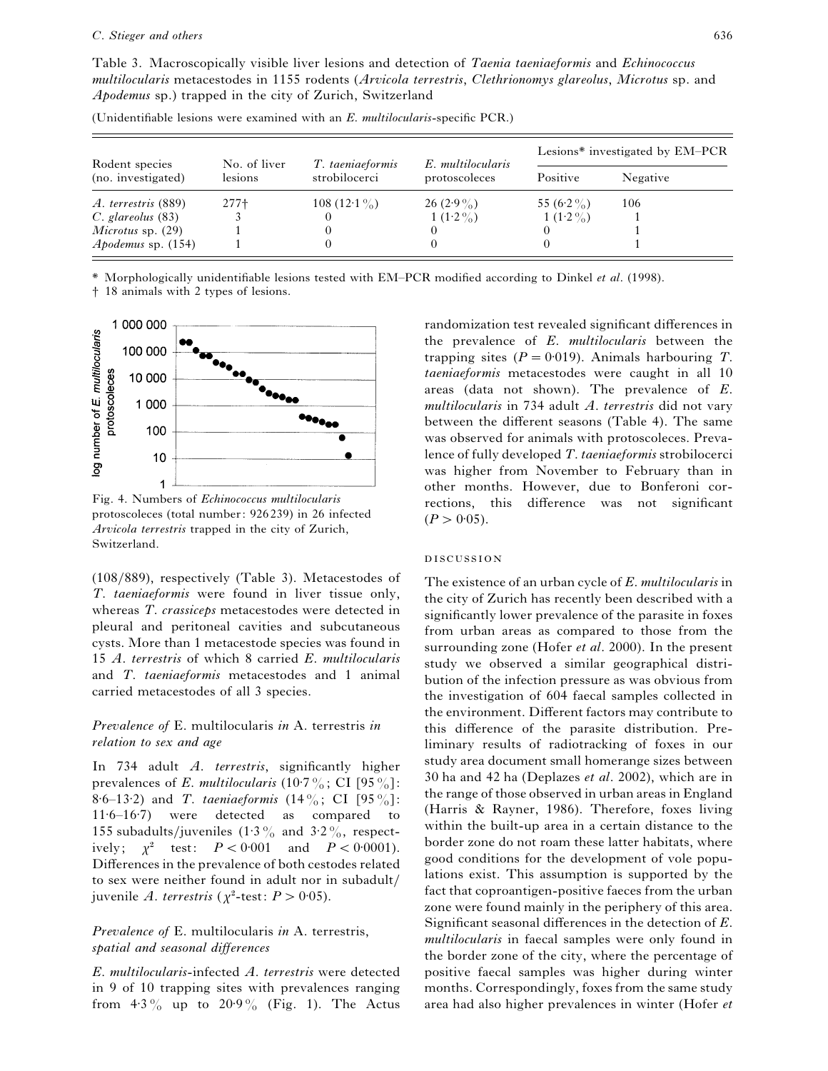Table 3. Macroscopically visible liver lesions and detection of *Taenia taeniaeformis* and *Echinococcus multilocularis* metacestodes in 1155 rodents (*Arvicola terrestris*, *Clethrionomys glareolus*, *Microtus* sp. and *Apodemus* sp.) trapped in the city of Zurich, Switzerland

(Unidentifiable lesions were examined with an *E. multilocularis*-specific PCR.)

| Rodent species (no. investigated) | No. of liver lesions | *T. taeniaeformis* strobilocerci | *E. multilocularis* protoscoleces | Lesions* investigated by EM–PCR | |
|---|---|---|---|---|---|
| | | | | Positive | Negative |
| *A. terrestris* (889) | 277† | 108 (12·1 %) | 26 (2·9 %) | 55 (6·2 %) | 106 |
| *C. glareolus* (83) | 3 | 0 | 1 (1·2 %) | 1 (1·2 %) | 1 |
| *Microtus* sp. (29) | 1 | 0 | 0 | 0 | 1 |
| *Apodemus* sp. (154) | 1 | 0 | 0 | 0 | 1 |

\* Morphologically unidentifiable lesions tested with EM–PCR modified according to Dinkel *et al*. (1998).

† 18 animals with 2 types of lesions.

Fig. 4. Numbers of *Echinococcus multilocularis* protoscoleces (total number: 926239) in 26 infected *Arvicola terrestris* trapped in the city of Zurich, Switzerland.

(108/889), respectively (Table 3). Metacestodes of *T. taeniaeformis* were found in liver tissue only, whereas *T. crassiceps* metacestodes were detected in pleural and peritoneal cavities and subcutaneous cysts. More than 1 metacestode species was found in 15 *A. terrestris* of which 8 carried *E. multilocularis* and *T. taeniaeformis* metacestodes and 1 animal carried metacestodes of all 3 species.

### *Prevalence of* E. multilocularis *in* A. terrestris *in relation to sex and age*

In 734 adult *A. terrestris*, significantly higher prevalences of *E. multilocularis* (10·7 %; CI [95 %]: 8·6–13·2) and *T. taeniaeformis* (14 %; CI [95 %]: 11·6–16·7) were detected as compared to 155 subadults/juveniles (1·3 % and 3·2 %, respectively; $\chi^2$ test: $P < 0{\cdot}001$ and $P < 0{\cdot}0001$). Differences in the prevalence of both cestodes related to sex were neither found in adult nor in subadult/juvenile *A. terrestris* ($\chi^2$-test: $P > 0{\cdot}05$).

### *Prevalence of* E. multilocularis *in* A. terrestris, *spatial and seasonal differences*

*E. multilocularis*-infected *A. terrestris* were detected in 9 of 10 trapping sites with prevalences ranging from 4·3 % up to 20·9 % (Fig. 1). The Actus randomization test revealed significant differences in the prevalence of *E. multilocularis* between the trapping sites ($P = 0{\cdot}019$). Animals harbouring *T. taeniaeformis* metacestodes were caught in all 10 areas (data not shown). The prevalence of *E. multilocularis* in 734 adult *A. terrestris* did not vary between the different seasons (Table 4). The same was observed for animals with protoscoleces. Prevalence of fully developed *T. taeniaeformis* strobilocerci was higher from November to February than in other months. However, due to Bonferoni corrections, this difference was not significant ($P > 0{\cdot}05$).

## DISCUSSION

The existence of an urban cycle of *E. multilocularis* in the city of Zurich has recently been described with a significantly lower prevalence of the parasite in foxes from urban areas as compared to those from the surrounding zone (Hofer *et al*. 2000). In the present study we observed a similar geographical distribution of the infection pressure as was obvious from the investigation of 604 faecal samples collected in the environment. Different factors may contribute to this difference of the parasite distribution. Preliminary results of radiotracking of foxes in our study area document small homerange sizes between 30 ha and 42 ha (Deplazes *et al*. 2002), which are in the range of those observed in urban areas in England (Harris & Rayner, 1986). Therefore, foxes living within the built-up area in a certain distance to the border zone do not roam these latter habitats, where good conditions for the development of vole populations exist. This assumption is supported by the fact that coproantigen-positive faeces from the urban zone were found mainly in the periphery of this area. Significant seasonal differences in the detection of *E. multilocularis* in faecal samples were only found in the border zone of the city, where the percentage of positive faecal samples was higher during winter months. Correspondingly, foxes from the same study area had also higher prevalences in winter (Hofer *et*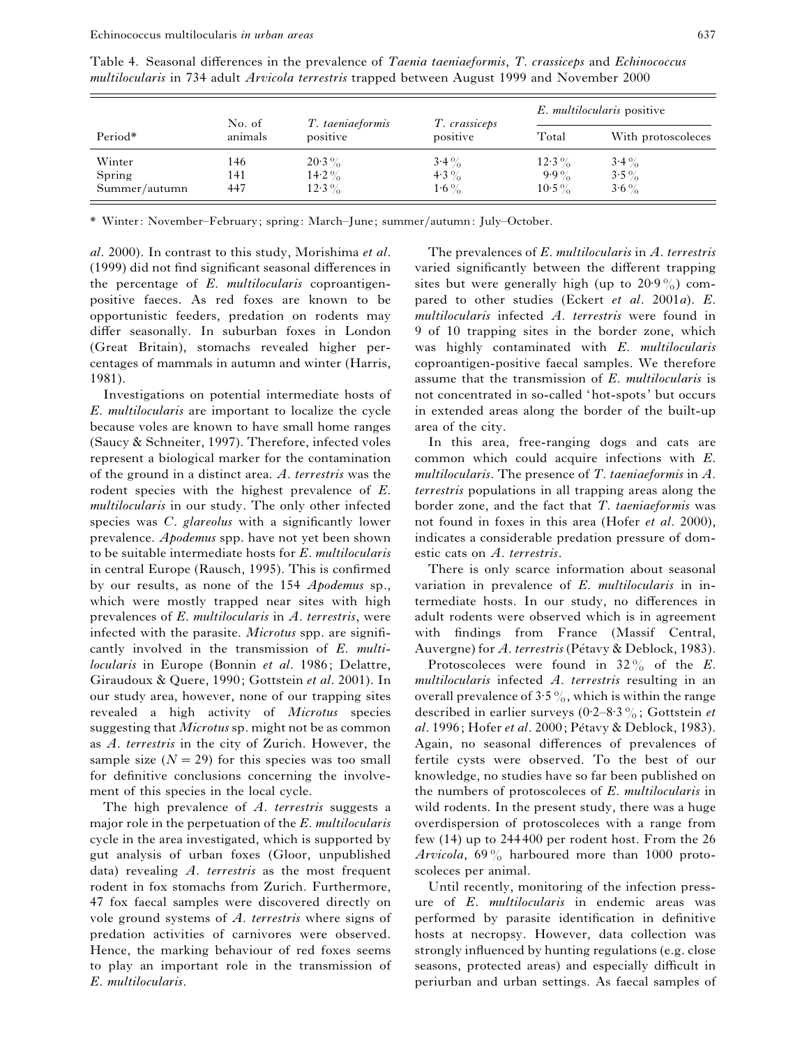Table 4. Seasonal differences in the prevalence of *Taenia taeniaeformis*, *T. crassiceps* and *Echinococcus multilocularis* in 734 adult *Arvicola terrestris* trapped between August 1999 and November 2000

| Period* | No. of animals | *T. taeniaeformis* positive | *T. crassiceps* positive | *E. multilocularis* positive | |
|---|---|---|---|---|---|
| | | | | Total | With protoscoleces |
| Winter | 146 | 20·3 % | 3·4 % | 12·3 % | 3·4 % |
| Spring | 141 | 14·2 % | 4·3 % | 9·9 % | 3·5 % |
| Summer/autumn | 447 | 12·3 % | 1·6 % | 10·5 % | 3·6 % |

\* Winter: November–February; spring: March–June; summer/autumn: July–October.

*al*. 2000). In contrast to this study, Morishima *et al*. (1999) did not find significant seasonal differences in the percentage of *E. multilocularis* coproantigen-positive faeces. As red foxes are known to be opportunistic feeders, predation on rodents may differ seasonally. In suburban foxes in London (Great Britain), stomachs revealed higher percentages of mammals in autumn and winter (Harris, 1981).

Investigations on potential intermediate hosts of *E. multilocularis* are important to localize the cycle because voles are known to have small home ranges (Saucy & Schneiter, 1997). Therefore, infected voles represent a biological marker for the contamination of the ground in a distinct area. *A. terrestris* was the rodent species with the highest prevalence of *E. multilocularis* in our study. The only other infected species was *C. glareolus* with a significantly lower prevalence. *Apodemus* spp. have not yet been shown to be suitable intermediate hosts for *E. multilocularis* in central Europe (Rausch, 1995). This is confirmed by our results, as none of the 154 *Apodemus* sp., which were mostly trapped near sites with high prevalences of *E. multilocularis* in *A. terrestris*, were infected with the parasite. *Microtus* spp. are significantly involved in the transmission of *E. multilocularis* in Europe (Bonnin *et al*. 1986; Delattre, Giraudoux & Quere, 1990; Gottstein *et al*. 2001). In our study area, however, none of our trapping sites revealed a high activity of *Microtus* species suggesting that *Microtus* sp. might not be as common as *A. terrestris* in the city of Zurich. However, the sample size ($N = 29$) for this species was too small for definitive conclusions concerning the involvement of this species in the local cycle.

The high prevalence of *A. terrestris* suggests a major role in the perpetuation of the *E. multilocularis* cycle in the area investigated, which is supported by gut analysis of urban foxes (Gloor, unpublished data) revealing *A. terrestris* as the most frequent rodent in fox stomachs from Zurich. Furthermore, 47 fox faecal samples were discovered directly on vole ground systems of *A. terrestris* where signs of predation activities of carnivores were observed. Hence, the marking behaviour of red foxes seems to play an important role in the transmission of *E. multilocularis*.

The prevalences of *E. multilocularis* in *A. terrestris* varied significantly between the different trapping sites but were generally high (up to 20·9 %) compared to other studies (Eckert *et al*. 2001*a*). *E. multilocularis* infected *A. terrestris* were found in 9 of 10 trapping sites in the border zone, which was highly contaminated with *E. multilocularis* coproantigen-positive faecal samples. We therefore assume that the transmission of *E. multilocularis* is not concentrated in so-called 'hot-spots' but occurs in extended areas along the border of the built-up area of the city.

In this area, free-ranging dogs and cats are common which could acquire infections with *E. multilocularis*. The presence of *T. taeniaeformis* in *A. terrestris* populations in all trapping areas along the border zone, and the fact that *T. taeniaeformis* was not found in foxes in this area (Hofer *et al*. 2000), indicates a considerable predation pressure of domestic cats on *A. terrestris*.

There is only scarce information about seasonal variation in prevalence of *E. multilocularis* in intermediate hosts. In our study, no differences in adult rodents were observed which is in agreement with findings from France (Massif Central, Auvergne) for *A. terrestris* (Pétavy & Deblock, 1983).

Protoscoleces were found in 32 % of the *E. multilocularis* infected *A. terrestris* resulting in an overall prevalence of 3·5 %, which is within the range described in earlier surveys (0·2–8·3 %; Gottstein *et al*. 1996; Hofer *et al*. 2000; Pétavy & Deblock, 1983). Again, no seasonal differences of prevalences of fertile cysts were observed. To the best of our knowledge, no studies have so far been published on the numbers of protoscoleces of *E. multilocularis* in wild rodents. In the present study, there was a huge overdispersion of protoscoleces with a range from few (14) up to 244 400 per rodent host. From the 26 *Arvicola*, 69 % harboured more than 1000 protoscoleces per animal.

Until recently, monitoring of the infection pressure of *E. multilocularis* in endemic areas was performed by parasite identification in definitive hosts at necropsy. However, data collection was strongly influenced by hunting regulations (e.g. close seasons, protected areas) and especially difficult in periurban and urban settings. As faecal samples of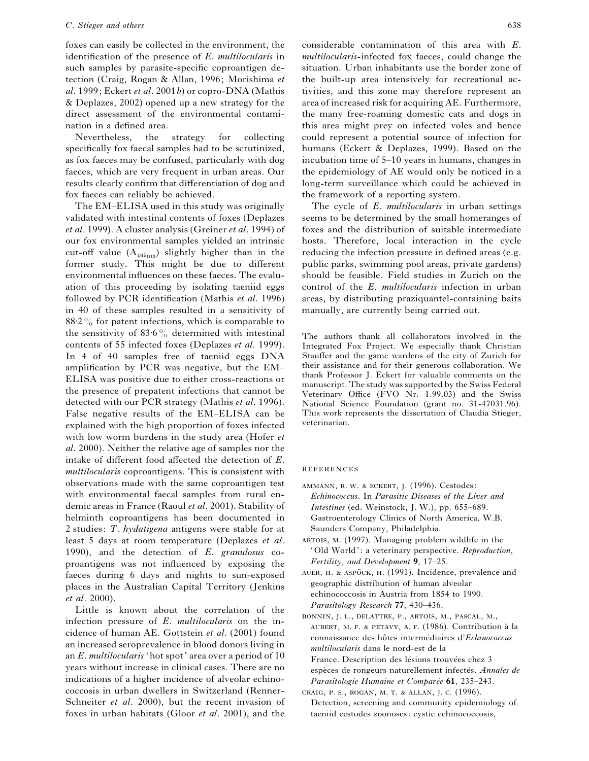foxes can easily be collected in the environment, the identification of the presence of *E. multilocularis* in such samples by parasite-specific coproantigen detection (Craig, Rogan & Allan, 1996; Morishima *et al*. 1999; Eckert *et al*. 2001*b*) or copro-DNA (Mathis & Deplazes, 2002) opened up a new strategy for the direct assessment of the environmental contamination in a defined area.

Nevertheless, the strategy for collecting specifically fox faecal samples had to be scrutinized, as fox faeces may be confused, particularly with dog faeces, which are very frequent in urban areas. Our results clearly confirm that differentiation of dog and fox faeces can reliably be achieved.

The EM–ELISA used in this study was originally validated with intestinal contents of foxes (Deplazes *et al*. 1999). A cluster analysis (Greiner *et al*. 1994) of our fox environmental samples yielded an intrinsic cut-off value ($A_{405nm}$) slightly higher than in the former study. This might be due to different environmental influences on these faeces. The evaluation of this proceeding by isolating taeniid eggs followed by PCR identification (Mathis *et al*. 1996) in 40 of these samples resulted in a sensitivity of 88·2% for patent infections, which is comparable to the sensitivity of 83·6% determined with intestinal contents of 55 infected foxes (Deplazes *et al*. 1999). In 4 of 40 samples free of taeniid eggs DNA amplification by PCR was negative, but the EM–ELISA was positive due to either cross-reactions or the presence of prepatent infections that cannot be detected with our PCR strategy (Mathis *et al*. 1996). False negative results of the EM–ELISA can be explained with the high proportion of foxes infected with low worm burdens in the study area (Hofer *et al*. 2000). Neither the relative age of samples nor the intake of different food affected the detection of *E. multilocularis* coproantigens. This is consistent with observations made with the same coproantigen test with environmental faecal samples from rural endemic areas in France (Raoul *et al*. 2001). Stability of helminth coproantigens has been documented in 2 studies: *T. hydatigena* antigens were stable for at least 5 days at room temperature (Deplazes *et al*. 1990), and the detection of *E. granulosus* coproantigens was not influenced by exposing the faeces during 6 days and nights to sun-exposed places in the Australian Capital Territory (Jenkins *et al*. 2000).

Little is known about the correlation of the infection pressure of *E. multilocularis* on the incidence of human AE. Gottstein *et al*. (2001) found an increased seroprevalence in blood donors living in an *E. multilocularis* 'hot spot' area over a period of 10 years without increase in clinical cases. There are no indications of a higher incidence of alveolar echinococcosis in urban dwellers in Switzerland (Renner-Schneiter *et al*. 2000), but the recent invasion of foxes in urban habitats (Gloor *et al*. 2001), and the considerable contamination of this area with *E. multilocularis*-infected fox faeces, could change the situation. Urban inhabitants use the border zone of the built-up area intensively for recreational activities, and this zone may therefore represent an area of increased risk for acquiring AE. Furthermore, the many free-roaming domestic cats and dogs in this area might prey on infected voles and hence could represent a potential source of infection for humans (Eckert & Deplazes, 1999). Based on the incubation time of 5–10 years in humans, changes in the epidemiology of AE would only be noticed in a long-term surveillance which could be achieved in the framework of a reporting system.

The cycle of *E. multilocularis* in urban settings seems to be determined by the small homeranges of foxes and the distribution of suitable intermediate hosts. Therefore, local interaction in the cycle reducing the infection pressure in defined areas (e.g. public parks, swimming pool areas, private gardens) should be feasible. Field studies in Zurich on the control of the *E. multilocularis* infection in urban areas, by distributing praziquantel-containing baits manually, are currently being carried out.

The authors thank all collaborators involved in the Integrated Fox Project. We especially thank Christian Stauffer and the game wardens of the city of Zurich for their assistance and for their generous collaboration. We thank Professor J. Eckert for valuable comments on the manuscript. The study was supported by the Swiss Federal Veterinary Office (FVO Nr. 1.99.03) and the Swiss National Science Foundation (grant no. 31-47031.96). This work represents the dissertation of Claudia Stieger, veterinarian.

## REFERENCES

AMMANN, R. W. & ECKERT, J. (1996). Cestodes: *Echinococcus*. In *Parasitic Diseases of the Liver and Intestines* (ed. Weinstock, J. W.), pp. 655–689. Gastroenterology Clinics of North America, W.B. Saunders Company, Philadelphia.

ARTOIS, M. (1997). Managing problem wildlife in the 'Old World': a veterinary perspective. *Reproduction, Fertility, and Development* **9**, 17–25.

AUER, H. & ASPÖCK, H. (1991). Incidence, prevalence and geographic distribution of human alveolar echinococcosis in Austria from 1854 to 1990. *Parasitology Research* **77**, 430–436.

BONNIN, J. L., DELATTRE, P., ARTOIS, M., PASCAL, M., AUBERT, M. F. & PETAVY, A. F. (1986). Contribution à la connaissance des hôtes intermédiaires d'*Echinococcus multilocularis* dans le nord-est de la France. Description des lésions trouvées chez 3 espèces de rongeurs naturellement infectés. *Annales de Parasitologie Humaine et Comparée* **61**, 235–243.

CRAIG, P. S., ROGAN, M. T. & ALLAN, J. C. (1996). Detection, screening and community epidemiology of taeniid cestodes zoonoses: cystic echinococcosis,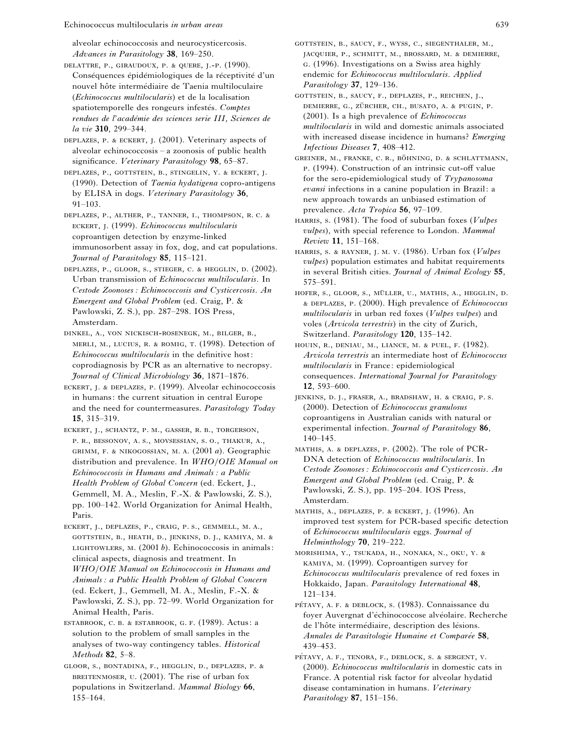alveolar echinococcosis and neurocysticercosis. *Advances in Parasitology* **38**, 169–250.

DELATTRE, P., GIRAUDOUX, P. & QUERE, J.-P. (1990). Conséquences épidémiologiques de la réceptivité d'un nouvel hôte intermédiaire de Taenia multiloculaire (*Echinococcus multilocularis*) et de la localisation spatiotemporelle des rongeurs infestés. *Comptes rendues de l'académie des sciences serie III, Sciences de la vie* **310**, 299–344.

DEPLAZES, P. & ECKERT, J. (2001). Veterinary aspects of alveolar echinococcosis – a zoonosis of public health significance. *Veterinary Parasitology* **98**, 65–87.

DEPLAZES, P., GOTTSTEIN, B., STINGELIN, Y. & ECKERT, J. (1990). Detection of *Taenia hydatigena* copro-antigens by ELISA in dogs. *Veterinary Parasitology* **36**, 91–103.

DEPLAZES, P., ALTHER, P., TANNER, I., THOMPSON, R. C. & ECKERT, J. (1999). *Echinococcus multilocularis* coproantigen detection by enzyme-linked immunosorbent assay in fox, dog, and cat populations. *Journal of Parasitology* **85**, 115–121.

DEPLAZES, P., GLOOR, S., STIEGER, C. & HEGGLIN, D. (2002). Urban transmission of *Echinococcus multilocularis*. In *Cestode Zoonoses: Echinococcosis and Cysticercosis. An Emergent and Global Problem* (ed. Craig, P. & Pawlowski, Z. S.), pp. 287–298. IOS Press, Amsterdam.

DINKEL, A., VON NICKISCH-ROSENEGK, M., BILGER, B., MERLI, M., LUCIUS, R. & ROMIG, T. (1998). Detection of *Echinococcus multilocularis* in the definitive host: coprodiagnosis by PCR as an alternative to necropsy. *Journal of Clinical Microbiology* **36**, 1871–1876.

ECKERT, J. & DEPLAZES, P. (1999). Alveolar echinococcosis in humans: the current situation in central Europe and the need for countermeasures. *Parasitology Today* **15**, 315–319.

ECKERT, J., SCHANTZ, P. M., GASSER, R. B., TORGERSON, P. R., BESSONOV, A. S., MOVSESSIAN, S. O., THAKUR, A., GRIMM, F. & NIKOGOSSIAN, M. A. (2001 *a*). Geographic distribution and prevalence. In *WHO/OIE Manual on Echinococcosis in Humans and Animals: a Public Health Problem of Global Concern* (ed. Eckert, J., Gemmell, M. A., Meslin, F.-X. & Pawlowski, Z. S.), pp. 100–142. World Organization for Animal Health, Paris.

ECKERT, J., DEPLAZES, P., CRAIG, P. S., GEMMELL, M. A., GOTTSTEIN, B., HEATH, D., JENKINS, D. J., KAMIYA, M. & LIGHTOWLERS, M. (2001 *b*). Echinococcosis in animals: clinical aspects, diagnosis and treatment. In *WHO/OIE Manual on Echinococcosis in Humans and Animals: a Public Health Problem of Global Concern* (ed. Eckert, J., Gemmell, M. A., Meslin, F.-X. & Pawlowski, Z. S.), pp. 72–99. World Organization for Animal Health, Paris.

ESTABROOK, C. B. & ESTABROOK, G. F. (1989). Actus: a solution to the problem of small samples in the analyses of two-way contingency tables. *Historical Methods* **82**, 5–8.

GLOOR, S., BONTADINA, F., HEGGLIN, D., DEPLAZES, P. & BREITENMOSER, U. (2001). The rise of urban fox populations in Switzerland. *Mammal Biology* **66**, 155–164.

GOTTSTEIN, B., SAUCY, F., WYSS, C., SIEGENTHALER, M., JACQUIER, P., SCHMITT, M., BROSSARD, M. & DEMIERRE, G. (1996). Investigations on a Swiss area highly endemic for *Echinococcus multilocularis*. *Applied Parasitology* **37**, 129–136.

GOTTSTEIN, B., SAUCY, F., DEPLAZES, P., REICHEN, J., DEMIERRE, G., ZÜRCHER, CH., BUSATO, A. & PUGIN, P. (2001). Is a high prevalence of *Echinococcus multilocularis* in wild and domestic animals associated with increased disease incidence in humans? *Emerging Infectious Diseases* **7**, 408–412.

GREINER, M., FRANKE, C. R., BÖHNING, D. & SCHLATTMANN, P. (1994). Construction of an intrinsic cut-off value for the sero-epidemiological study of *Trypanosoma evansi* infections in a canine population in Brazil: a new approach towards an unbiased estimation of prevalence. *Acta Tropica* **56**, 97–109.

HARRIS, S. (1981). The food of suburban foxes (*Vulpes vulpes*), with special reference to London. *Mammal Review* **11**, 151–168.

HARRIS, S. & RAYNER, J. M. V. (1986). Urban fox (*Vulpes vulpes*) population estimates and habitat requirements in several British cities. *Journal of Animal Ecology* **55**, 575–591.

HOFER, S., GLOOR, S., MÜLLER, U., MATHIS, A., HEGGLIN, D. & DEPLAZES, P. (2000). High prevalence of *Echinococcus multilocularis* in urban red foxes (*Vulpes vulpes*) and voles (*Arvicola terrestris*) in the city of Zurich, Switzerland. *Parasitology* **120**, 135–142.

HOUIN, R., DENIAU, M., LIANCE, M. & PUEL, F. (1982). *Arvicola terrestris* an intermediate host of *Echinococcus multilocularis* in France: epidemiological consequences. *International Journal for Parasitology* **12**, 593–600.

JENKINS, D. J., FRASER, A., BRADSHAW, H. & CRAIG, P. S. (2000). Detection of *Echinococcus granulosus* coproantigens in Australian canids with natural or experimental infection. *Journal of Parasitology* **86**, 140–145.

MATHIS, A. & DEPLAZES, P. (2002). The role of PCR-DNA detection of *Echinococcus multilocularis*. In *Cestode Zoonoses: Echinococcosis and Cysticercosis. An Emergent and Global Problem* (ed. Craig, P. & Pawlowski, Z. S.), pp. 195–204. IOS Press, Amsterdam.

MATHIS, A., DEPLAZES, P. & ECKERT, J. (1996). An improved test system for PCR-based specific detection of *Echinococcus multilocularis* eggs. *Journal of Helminthology* **70**, 219–222.

MORISHIMA, Y., TSUKADA, H., NONAKA, N., OKU, Y. & KAMIYA, M. (1999). Coproantigen survey for *Echinococcus multilocularis* prevalence of red foxes in Hokkaido, Japan. *Parasitology International* **48**, 121–134.

PÉTAVY, A. F. & DEBLOCK, S. (1983). Connaissance du foyer Auvergnat d'échinococcose alvéolaire. Recherche de l'hôte intermédiaire, description des lésions. *Annales de Parasitologie Humaine et Comparée* **58**, 439–453.

PÉTAVY, A. F., TENORA, F., DEBLOCK, S. & SERGENT, V. (2000). *Echinococcus multilocularis* in domestic cats in France. A potential risk factor for alveolar hydatid disease contamination in humans. *Veterinary Parasitology* **87**, 151–156.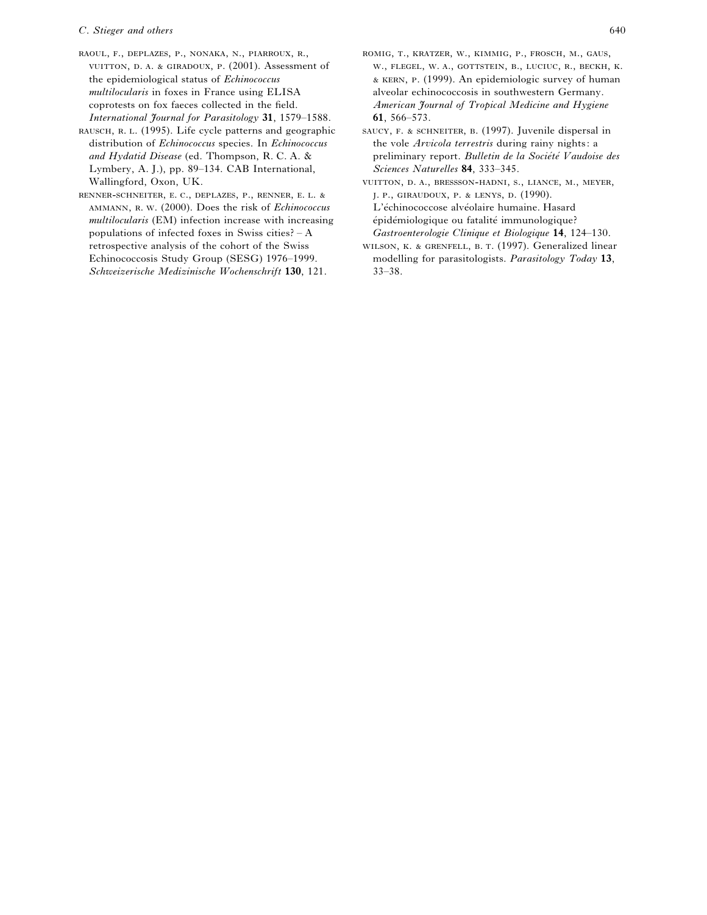RAOUL, F., DEPLAZES, P., NONAKA, N., PIARROUX, R., VUITTON, D. A. & GIRADOUX, P. (2001). Assessment of the epidemiological status of *Echinococcus multilocularis* in foxes in France using ELISA coprotests on fox faeces collected in the field. *International Journal for Parasitology* **31**, 1579–1588.

RAUSCH, R. L. (1995). Life cycle patterns and geographic distribution of *Echinococcus* species. In *Echinococcus and Hydatid Disease* (ed. Thompson, R. C. A. & Lymbery, A. J.), pp. 89–134. CAB International, Wallingford, Oxon, UK.

RENNER-SCHNEITER, E. C., DEPLAZES, P., RENNER, E. L. & AMMANN, R. W. (2000). Does the risk of *Echinococcus multilocularis* (EM) infection increase with increasing populations of infected foxes in Swiss cities? – A retrospective analysis of the cohort of the Swiss Echinococcosis Study Group (SESG) 1976–1999. *Schweizerische Medizinische Wochenschrift* **130**, 121.

ROMIG, T., KRATZER, W., KIMMIG, P., FROSCH, M., GAUS, W., FLEGEL, W. A., GOTTSTEIN, B., LUCIUC, R., BECKH, K. & KERN, P. (1999). An epidemiologic survey of human alveolar echinococcosis in southwestern Germany. *American Journal of Tropical Medicine and Hygiene* **61**, 566–573.

SAUCY, F. & SCHNEITER, B. (1997). Juvenile dispersal in the vole *Arvicola terrestris* during rainy nights: a preliminary report. *Bulletin de la Société Vaudoise des Sciences Naturelles* **84**, 333–345.

VUITTON, D. A., BRESSSON-HADNI, S., LIANCE, M., MEYER, J. P., GIRAUDOUX, P. & LENYS, D. (1990). L'échinococcose alvéolaire humaine. Hasard épidémiologique ou fatalité immunologique? *Gastroenterologie Clinique et Biologique* **14**, 124–130.

WILSON, K. & GRENFELL, B. T. (1997). Generalized linear modelling for parasitologists. *Parasitology Today* **13**, 33–38.